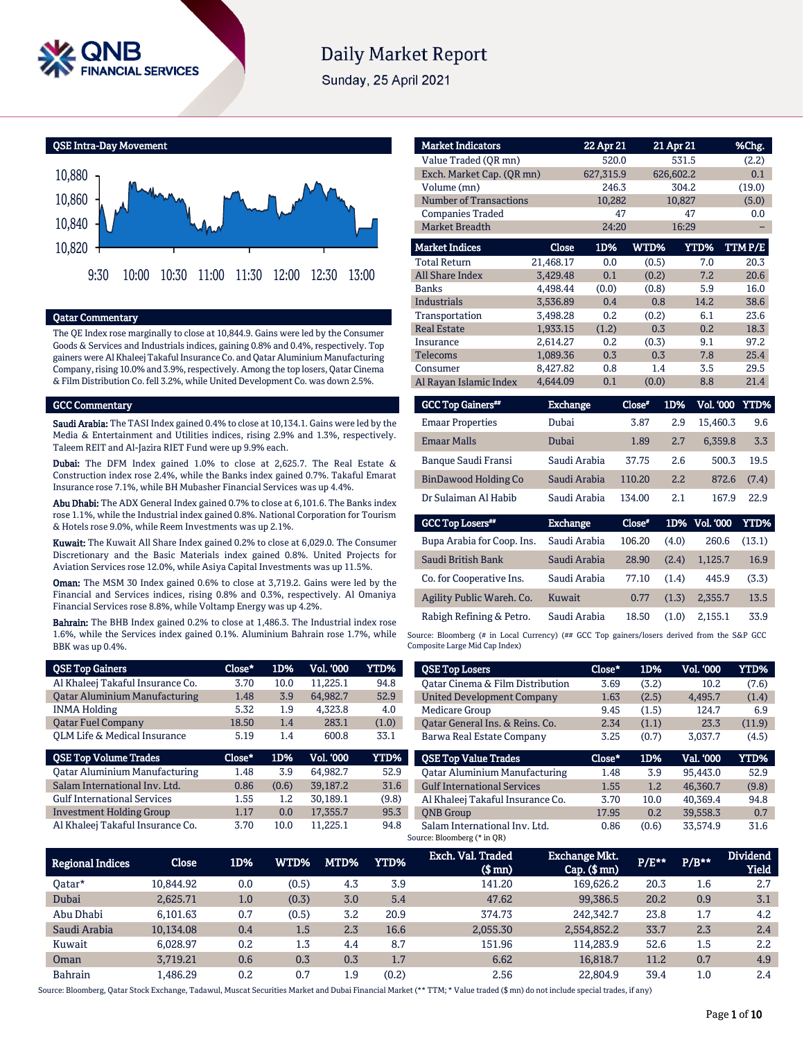# Daily Market Report

Sunday, 25 April 2021

## QSE Intra-Day Movement

## Qatar Commentary

The QE Index rose marginally to close at 10,844.9. Gains were led by the Consumer Goods & Services and Industrials indices, gaining 0.8% and 0.4%, respectively. Top gainers were Al Khaleej Takaful Insurance Co. and Qatar Aluminium Manufacturing Company, rising 10.0% and 3.9%, respectively. Among the top losers, Qatar Cinema & Film Distribution Co. fell 3.2%, while United Development Co. was down 2.5%.

## GCC Commentary

**Saudi Arabia:** The TASI Index gained 0.4% to close at 10,134.1. Gains were led by the Media & Entertainment and Utilities indices, rising 2.9% and 1.3%, respectively. Taleem REIT and Al-Jazira RIET Fund were up 9.9% each.

**Dubai:** The DFM Index gained 1.0% to close at 2,625.7. The Real Estate & Construction index rose 2.4%, while the Banks index gained 0.7%. Takaful Emarat Insurance rose 7.1%, while BH Mubasher Financial Services was up 4.4%.

**Abu Dhabi:** The ADX General Index gained 0.7% to close at 6,101.6. The Banks index rose 1.1%, while the Industrial index gained 0.8%. National Corporation for Tourism & Hotels rose 9.0%, while Reem Investments was up 2.1%.

**Kuwait:** The Kuwait All Share Index gained 0.2% to close at 6,029.0. The Consumer Discretionary and the Basic Materials index gained 0.8%. United Projects for Aviation Services rose 12.0%, while Asiya Capital Investments was up 11.5%.

**Oman:** The MSM 30 Index gained 0.6% to close at 3,719.2. Gains were led by the Financial and Services indices, rising 0.8% and 0.3%, respectively. Al Omaniya Financial Services rose 8.8%, while Voltamp Energy was up 4.2%.

**Bahrain:** The BHB Index gained 0.2% to close at 1,486.3. The Industrial index rose 1.6%, while the Services index gained 0.1%. Aluminium Bahrain rose 1.7%, while BBK was up 0.4%.

| Market Indicators | 22 Apr 21 | 21 Apr 21 | %Chg. |
|---|---|---|---|
| Value Traded (QR mn) | 520.0 | 531.5 | (2.2) |
| Exch. Market Cap. (QR mn) | 627,315.9 | 626,602.2 | 0.1 |
| Volume (mn) | 246.3 | 304.2 | (19.0) |
| Number of Transactions | 10,282 | 10,827 | (5.0) |
| Companies Traded | 47 | 47 | 0.0 |
| Market Breadth | 24:20 | 16:29 | – |

| Market Indices | Close | 1D% | WTD% | YTD% | TTM P/E |
|---|---|---|---|---|---|
| Total Return | 21,468.17 | 0.0 | (0.5) | 7.0 | 20.3 |
| All Share Index | 3,429.48 | 0.1 | (0.2) | 7.2 | 20.6 |
| Banks | 4,498.44 | (0.0) | (0.8) | 5.9 | 16.0 |
| Industrials | 3,536.89 | 0.4 | 0.8 | 14.2 | 38.6 |
| Transportation | 3,498.28 | 0.2 | (0.2) | 6.1 | 23.6 |
| Real Estate | 1,933.15 | (1.2) | 0.3 | 0.2 | 18.3 |
| Insurance | 2,614.27 | 0.2 | (0.3) | 9.1 | 97.2 |
| Telecoms | 1,089.36 | 0.3 | 0.3 | 7.8 | 25.4 |
| Consumer | 8,427.82 | 0.8 | 1.4 | 3.5 | 29.5 |
| Al Rayan Islamic Index | 4,644.09 | 0.1 | (0.0) | 8.8 | 21.4 |

| GCC Top Gainers## | Exchange | Close# | 1D% | Vol. '000 | YTD% |
|---|---|---|---|---|---|
| Emaar Properties | Dubai | 3.87 | 2.9 | 15,460.3 | 9.6 |
| Emaar Malls | Dubai | 1.89 | 2.7 | 6,359.8 | 3.3 |
| Banque Saudi Fransi | Saudi Arabia | 37.75 | 2.6 | 500.3 | 19.5 |
| BinDawood Holding Co | Saudi Arabia | 110.20 | 2.2 | 872.6 | (7.4) |
| Dr Sulaiman Al Habib | Saudi Arabia | 134.00 | 2.1 | 167.9 | 22.9 |

| GCC Top Losers## | Exchange | Close# | 1D% | Vol. '000 | YTD% |
|---|---|---|---|---|---|
| Bupa Arabia for Coop. Ins. | Saudi Arabia | 106.20 | (4.0) | 260.6 | (13.1) |
| Saudi British Bank | Saudi Arabia | 28.90 | (2.4) | 1,125.7 | 16.9 |
| Co. for Cooperative Ins. | Saudi Arabia | 77.10 | (1.4) | 445.9 | (3.3) |
| Agility Public Wareh. Co. | Kuwait | 0.77 | (1.3) | 2,355.7 | 13.5 |
| Rabigh Refining & Petro. | Saudi Arabia | 18.50 | (1.0) | 2,155.1 | 33.9 |

Source: Bloomberg (# in Local Currency) (## GCC Top gainers/losers derived from the S&P GCC Composite Large Mid Cap Index)

| QSE Top Gainers | Close* | 1D% | Vol. '000 | YTD% |
|---|---|---|---|---|
| Al Khaleej Takaful Insurance Co. | 3.70 | 10.0 | 11,225.1 | 94.8 |
| Qatar Aluminium Manufacturing | 1.48 | 3.9 | 64,982.7 | 52.9 |
| INMA Holding | 5.32 | 1.9 | 4,323.8 | 4.0 |
| Qatar Fuel Company | 18.50 | 1.4 | 283.1 | (1.0) |
| QLM Life & Medical Insurance | 5.19 | 1.4 | 600.8 | 33.1 |

| QSE Top Volume Trades | Close* | 1D% | Vol. '000 | YTD% |
|---|---|---|---|---|
| Qatar Aluminium Manufacturing | 1.48 | 3.9 | 64,982.7 | 52.9 |
| Salam International Inv. Ltd. | 0.86 | (0.6) | 39,187.2 | 31.6 |
| Gulf International Services | 1.55 | 1.2 | 30,189.1 | (9.8) |
| Investment Holding Group | 1.17 | 0.0 | 17,355.7 | 95.3 |
| Al Khaleej Takaful Insurance Co. | 3.70 | 10.0 | 11,225.1 | 94.8 |

| QSE Top Losers | Close* | 1D% | Vol. '000 | YTD% |
|---|---|---|---|---|
| Qatar Cinema & Film Distribution | 3.69 | (3.2) | 10.2 | (7.6) |
| United Development Company | 1.63 | (2.5) | 4,495.7 | (1.4) |
| Medicare Group | 9.45 | (1.5) | 124.7 | 6.9 |
| Qatar General Ins. & Reins. Co. | 2.34 | (1.1) | 23.3 | (11.9) |
| Barwa Real Estate Company | 3.25 | (0.7) | 3,037.7 | (4.5) |

| QSE Top Value Trades | Close* | 1D% | Val. '000 | YTD% |
|---|---|---|---|---|
| Qatar Aluminium Manufacturing | 1.48 | 3.9 | 95,443.0 | 52.9 |
| Gulf International Services | 1.55 | 1.2 | 46,360.7 | (9.8) |
| Al Khaleej Takaful Insurance Co. | 3.70 | 10.0 | 40,369.4 | 94.8 |
| QNB Group | 17.95 | 0.2 | 39,558.3 | 0.7 |
| Salam International Inv. Ltd. | 0.86 | (0.6) | 33,574.9 | 31.6 |

Source: Bloomberg (* in QR)

| Regional Indices | Close | 1D% | WTD% | MTD% | YTD% | Exch. Val. Traded ($ mn) | Exchange Mkt. Cap. ($ mn) | P/E** | P/B** | Dividend Yield |
|---|---|---|---|---|---|---|---|---|---|---|
| Qatar* | 10,844.92 | 0.0 | (0.5) | 4.3 | 3.9 | 141.20 | 169,626.2 | 20.3 | 1.6 | 2.7 |
| Dubai | 2,625.71 | 1.0 | (0.3) | 3.0 | 5.4 | 47.62 | 99,386.5 | 20.2 | 0.9 | 3.1 |
| Abu Dhabi | 6,101.63 | 0.7 | (0.5) | 3.2 | 20.9 | 374.73 | 242,342.7 | 23.8 | 1.7 | 4.2 |
| Saudi Arabia | 10,134.08 | 0.4 | 1.5 | 2.3 | 16.6 | 2,055.30 | 2,554,852.2 | 33.7 | 2.3 | 2.4 |
| Kuwait | 6,028.97 | 0.2 | 1.3 | 4.4 | 8.7 | 151.96 | 114,283.9 | 52.6 | 1.5 | 2.2 |
| Oman | 3,719.21 | 0.6 | 0.3 | 0.3 | 1.7 | 6.62 | 16,818.7 | 11.2 | 0.7 | 4.9 |
| Bahrain | 1,486.29 | 0.2 | 0.7 | 1.9 | (0.2) | 2.56 | 22,804.9 | 39.4 | 1.0 | 2.4 |

Source: Bloomberg, Qatar Stock Exchange, Tadawul, Muscat Securities Market and Dubai Financial Market (** TTM; * Value traded ($ mn) do not include special trades, if any)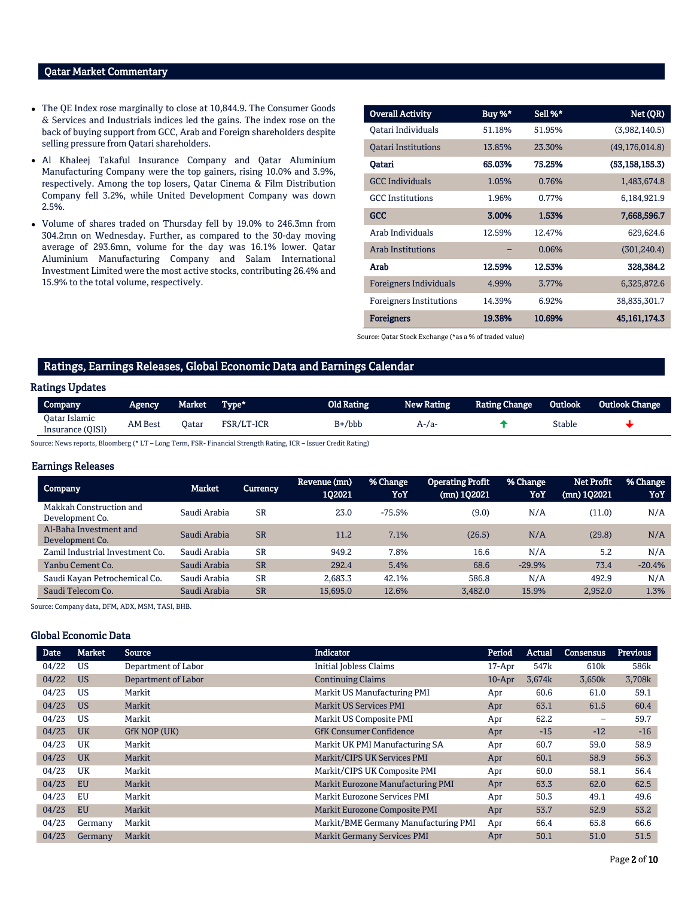## Qatar Market Commentary

- The QE Index rose marginally to close at 10,844.9. The Consumer Goods & Services and Industrials indices led the gains. The index rose on the back of buying support from GCC, Arab and Foreign shareholders despite selling pressure from Qatari shareholders.
- Al Khaleej Takaful Insurance Company and Qatar Aluminium Manufacturing Company were the top gainers, rising 10.0% and 3.9%, respectively. Among the top losers, Qatar Cinema & Film Distribution Company fell 3.2%, while United Development Company was down 2.5%.
- Volume of shares traded on Thursday fell by 19.0% to 246.3mn from 304.2mn on Wednesday. Further, as compared to the 30-day moving average of 293.6mn, volume for the day was 16.1% lower. Qatar Aluminium Manufacturing Company and Salam International Investment Limited were the most active stocks, contributing 26.4% and 15.9% to the total volume, respectively.

| Overall Activity | Buy %* | Sell %* | Net (QR) |
|---|---|---|---|
| Qatari Individuals | 51.18% | 51.95% | (3,982,140.5) |
| Qatari Institutions | 13.85% | 23.30% | (49,176,014.8) |
| **Qatari** | **65.03%** | **75.25%** | **(53,158,155.3)** |
| GCC Individuals | 1.05% | 0.76% | 1,483,674.8 |
| GCC Institutions | 1.96% | 0.77% | 6,184,921.9 |
| **GCC** | **3.00%** | **1.53%** | **7,668,596.7** |
| Arab Individuals | 12.59% | 12.47% | 629,624.6 |
| Arab Institutions | – | 0.06% | (301,240.4) |
| **Arab** | **12.59%** | **12.53%** | **328,384.2** |
| Foreigners Individuals | 4.99% | 3.77% | 6,325,872.6 |
| Foreigners Institutions | 14.39% | 6.92% | 38,835,301.7 |
| **Foreigners** | **19.38%** | **10.69%** | **45,161,174.3** |

Source: Qatar Stock Exchange (*as a % of traded value)

## Ratings, Earnings Releases, Global Economic Data and Earnings Calendar

### Ratings Updates

| Company | Agency | Market | Type* | Old Rating | New Rating | Rating Change | Outlook | Outlook Change |
|---|---|---|---|---|---|---|---|---|
| Qatar Islamic Insurance (QISI) | AM Best | Qatar | FSR/LT-ICR | B+/bbb | A-/a- | ↑ | Stable | ↓ |

Source: News reports, Bloomberg (* LT – Long Term, FSR- Financial Strength Rating, ICR – Issuer Credit Rating)

### Earnings Releases

| Company | Market | Currency | Revenue (mn) 1Q2021 | % Change YoY | Operating Profit (mn) 1Q2021 | % Change YoY | Net Profit (mn) 1Q2021 | % Change YoY |
|---|---|---|---|---|---|---|---|---|
| Makkah Construction and Development Co. | Saudi Arabia | SR | 23.0 | -75.5% | (9.0) | N/A | (11.0) | N/A |
| Al-Baha Investment and Development Co. | Saudi Arabia | SR | 11.2 | 7.1% | (26.5) | N/A | (29.8) | N/A |
| Zamil Industrial Investment Co. | Saudi Arabia | SR | 949.2 | 7.8% | 16.6 | N/A | 5.2 | N/A |
| Yanbu Cement Co. | Saudi Arabia | SR | 292.4 | 5.4% | 68.6 | -29.9% | 73.4 | -20.4% |
| Saudi Kayan Petrochemical Co. | Saudi Arabia | SR | 2,683.3 | 42.1% | 586.8 | N/A | 492.9 | N/A |
| Saudi Telecom Co. | Saudi Arabia | SR | 15,695.0 | 12.6% | 3,482.0 | 15.9% | 2,952.0 | 1.3% |

Source: Company data, DFM, ADX, MSM, TASI, BHB.

### Global Economic Data

| Date | Market | Source | Indicator | Period | Actual | Consensus | Previous |
|---|---|---|---|---|---|---|---|
| 04/22 | US | Department of Labor | Initial Jobless Claims | 17-Apr | 547k | 610k | 586k |
| 04/22 | US | Department of Labor | Continuing Claims | 10-Apr | 3,674k | 3,650k | 3,708k |
| 04/23 | US | Markit | Markit US Manufacturing PMI | Apr | 60.6 | 61.0 | 59.1 |
| 04/23 | US | Markit | Markit US Services PMI | Apr | 63.1 | 61.5 | 60.4 |
| 04/23 | US | Markit | Markit US Composite PMI | Apr | 62.2 | – | 59.7 |
| 04/23 | UK | GfK NOP (UK) | GfK Consumer Confidence | Apr | -15 | -12 | -16 |
| 04/23 | UK | Markit | Markit UK PMI Manufacturing SA | Apr | 60.7 | 59.0 | 58.9 |
| 04/23 | UK | Markit | Markit/CIPS UK Services PMI | Apr | 60.1 | 58.9 | 56.3 |
| 04/23 | UK | Markit | Markit/CIPS UK Composite PMI | Apr | 60.0 | 58.1 | 56.4 |
| 04/23 | EU | Markit | Markit Eurozone Manufacturing PMI | Apr | 63.3 | 62.0 | 62.5 |
| 04/23 | EU | Markit | Markit Eurozone Services PMI | Apr | 50.3 | 49.1 | 49.6 |
| 04/23 | EU | Markit | Markit Eurozone Composite PMI | Apr | 53.7 | 52.9 | 53.2 |
| 04/23 | Germany | Markit | Markit/BME Germany Manufacturing PMI | Apr | 66.4 | 65.8 | 66.6 |
| 04/23 | Germany | Markit | Markit Germany Services PMI | Apr | 50.1 | 51.0 | 51.5 |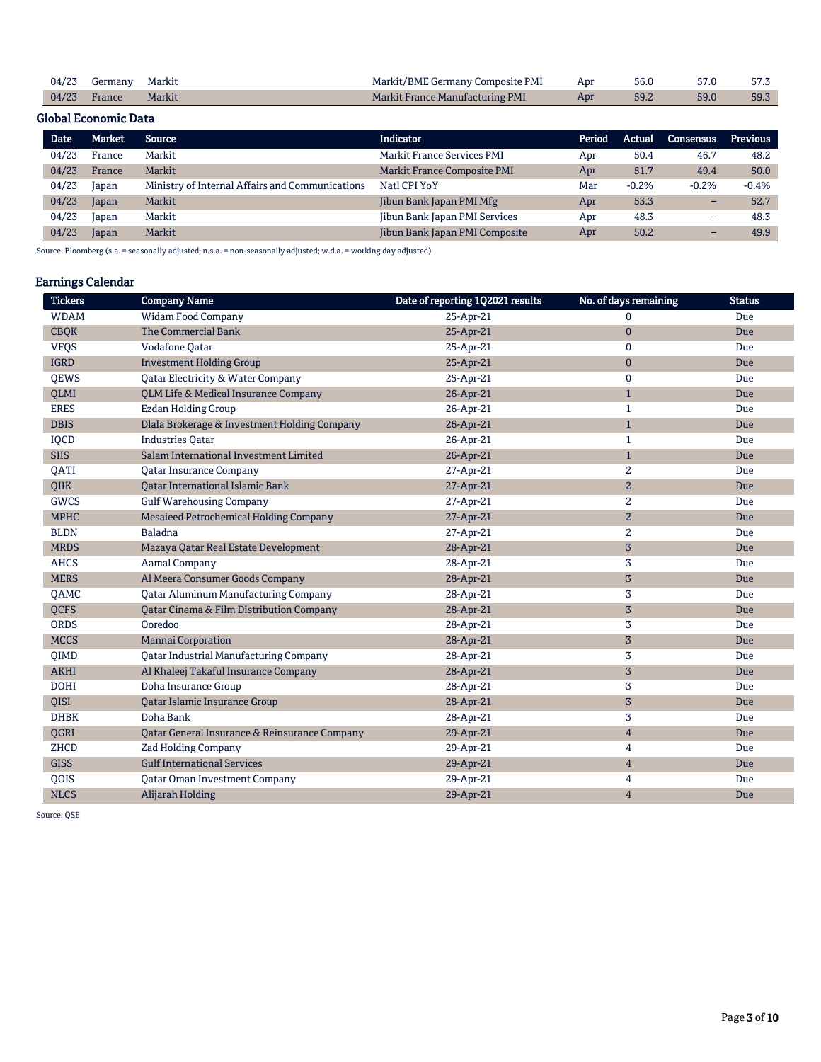| Date | Market | Source | Indicator | Period | Actual | Consensus | Previous |
|---|---|---|---|---|---|---|---|
| 04/23 | Germany | Markit | Markit/BME Germany Composite PMI | Apr | 56.0 | 57.0 | 57.3 |
| 04/23 | France | Markit | Markit France Manufacturing PMI | Apr | 59.2 | 59.0 | 59.3 |

## Global Economic Data

| Date | Market | Source | Indicator | Period | Actual | Consensus | Previous |
|---|---|---|---|---|---|---|---|
| 04/23 | France | Markit | Markit France Services PMI | Apr | 50.4 | 46.7 | 48.2 |
| 04/23 | France | Markit | Markit France Composite PMI | Apr | 51.7 | 49.4 | 50.0 |
| 04/23 | Japan | Ministry of Internal Affairs and Communications | Natl CPI YoY | Mar | -0.2% | -0.2% | -0.4% |
| 04/23 | Japan | Markit | Jibun Bank Japan PMI Mfg | Apr | 53.3 | – | 52.7 |
| 04/23 | Japan | Markit | Jibun Bank Japan PMI Services | Apr | 48.3 | – | 48.3 |
| 04/23 | Japan | Markit | Jibun Bank Japan PMI Composite | Apr | 50.2 | – | 49.9 |

Source: Bloomberg (s.a. = seasonally adjusted; n.s.a. = non-seasonally adjusted; w.d.a. = working day adjusted)

## Earnings Calendar

| Tickers | Company Name | Date of reporting 1Q2021 results | No. of days remaining | Status |
|---|---|---|---|---|
| WDAM | Widam Food Company | 25-Apr-21 | 0 | Due |
| CBQK | The Commercial Bank | 25-Apr-21 | 0 | Due |
| VFQS | Vodafone Qatar | 25-Apr-21 | 0 | Due |
| IGRD | Investment Holding Group | 25-Apr-21 | 0 | Due |
| QEWS | Qatar Electricity & Water Company | 25-Apr-21 | 0 | Due |
| QLMI | QLM Life & Medical Insurance Company | 26-Apr-21 | 1 | Due |
| ERES | Ezdan Holding Group | 26-Apr-21 | 1 | Due |
| DBIS | Dlala Brokerage & Investment Holding Company | 26-Apr-21 | 1 | Due |
| IQCD | Industries Qatar | 26-Apr-21 | 1 | Due |
| SIIS | Salam International Investment Limited | 26-Apr-21 | 1 | Due |
| QATI | Qatar Insurance Company | 27-Apr-21 | 2 | Due |
| QIIK | Qatar International Islamic Bank | 27-Apr-21 | 2 | Due |
| GWCS | Gulf Warehousing Company | 27-Apr-21 | 2 | Due |
| MPHC | Mesaieed Petrochemical Holding Company | 27-Apr-21 | 2 | Due |
| BLDN | Baladna | 27-Apr-21 | 2 | Due |
| MRDS | Mazaya Qatar Real Estate Development | 28-Apr-21 | 3 | Due |
| AHCS | Aamal Company | 28-Apr-21 | 3 | Due |
| MERS | Al Meera Consumer Goods Company | 28-Apr-21 | 3 | Due |
| QAMC | Qatar Aluminum Manufacturing Company | 28-Apr-21 | 3 | Due |
| QCFS | Qatar Cinema & Film Distribution Company | 28-Apr-21 | 3 | Due |
| ORDS | Ooredoo | 28-Apr-21 | 3 | Due |
| MCCS | Mannai Corporation | 28-Apr-21 | 3 | Due |
| QIMD | Qatar Industrial Manufacturing Company | 28-Apr-21 | 3 | Due |
| AKHI | Al Khaleej Takaful Insurance Company | 28-Apr-21 | 3 | Due |
| DOHI | Doha Insurance Group | 28-Apr-21 | 3 | Due |
| QISI | Qatar Islamic Insurance Group | 28-Apr-21 | 3 | Due |
| DHBK | Doha Bank | 28-Apr-21 | 3 | Due |
| QGRI | Qatar General Insurance & Reinsurance Company | 29-Apr-21 | 4 | Due |
| ZHCD | Zad Holding Company | 29-Apr-21 | 4 | Due |
| GISS | Gulf International Services | 29-Apr-21 | 4 | Due |
| QOIS | Qatar Oman Investment Company | 29-Apr-21 | 4 | Due |
| NLCS | Alijarah Holding | 29-Apr-21 | 4 | Due |

Source: QSE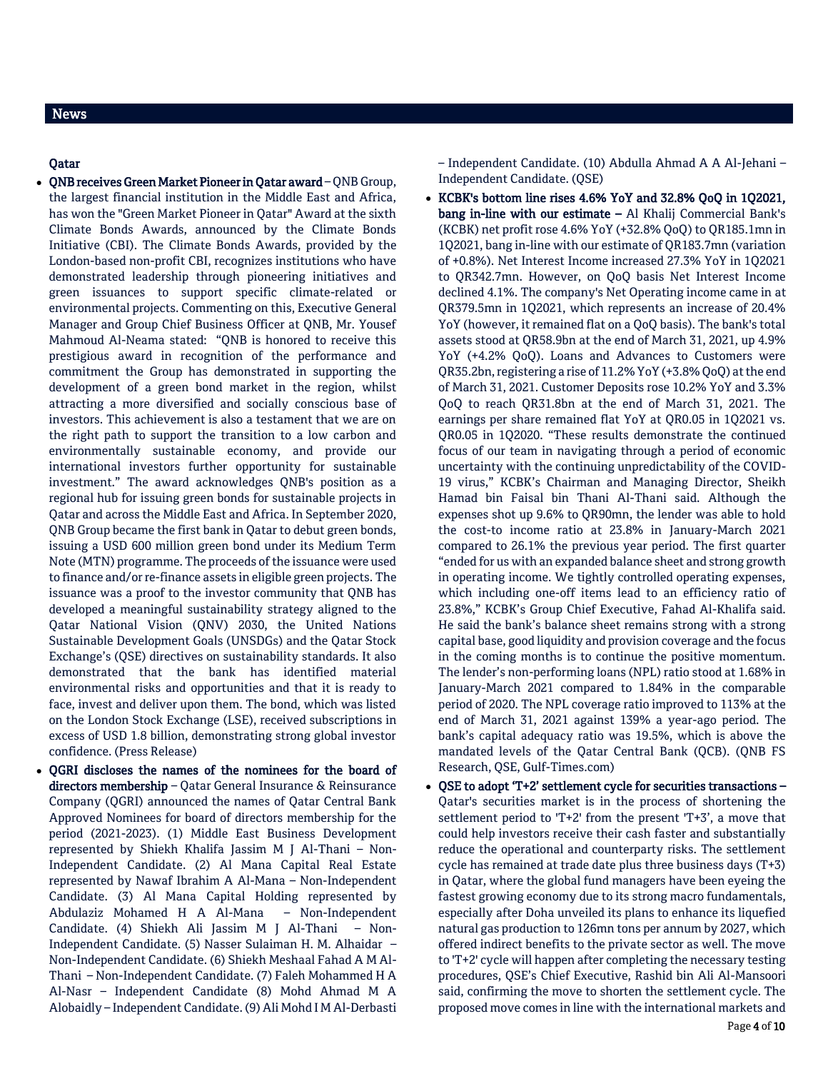## News

### Qatar

- **QNB receives Green Market Pioneer in Qatar award** – QNB Group, the largest financial institution in the Middle East and Africa, has won the "Green Market Pioneer in Qatar" Award at the sixth Climate Bonds Awards, announced by the Climate Bonds Initiative (CBI). The Climate Bonds Awards, provided by the London-based non-profit CBI, recognizes institutions who have demonstrated leadership through pioneering initiatives and green issuances to support specific climate-related or environmental projects. Commenting on this, Executive General Manager and Group Chief Business Officer at QNB, Mr. Yousef Mahmoud Al-Neama stated: "QNB is honored to receive this prestigious award in recognition of the performance and commitment the Group has demonstrated in supporting the development of a green bond market in the region, whilst attracting a more diversified and socially conscious base of investors. This achievement is also a testament that we are on the right path to support the transition to a low carbon and environmentally sustainable economy, and provide our international investors further opportunity for sustainable investment." The award acknowledges QNB's position as a regional hub for issuing green bonds for sustainable projects in Qatar and across the Middle East and Africa. In September 2020, QNB Group became the first bank in Qatar to debut green bonds, issuing a USD 600 million green bond under its Medium Term Note (MTN) programme. The proceeds of the issuance were used to finance and/or re-finance assets in eligible green projects. The issuance was a proof to the investor community that QNB has developed a meaningful sustainability strategy aligned to the Qatar National Vision (QNV) 2030, the United Nations Sustainable Development Goals (UNSDGs) and the Qatar Stock Exchange's (QSE) directives on sustainability standards. It also demonstrated that the bank has identified material environmental risks and opportunities and that it is ready to face, invest and deliver upon them. The bond, which was listed on the London Stock Exchange (LSE), received subscriptions in excess of USD 1.8 billion, demonstrating strong global investor confidence. (Press Release)

- **QGRI discloses the names of the nominees for the board of directors membership** – Qatar General Insurance & Reinsurance Company (QGRI) announced the names of Qatar Central Bank Approved Nominees for board of directors membership for the period (2021-2023). (1) Middle East Business Development represented by Shiekh Khalifa Jassim M J Al-Thani – Non-Independent Candidate. (2) Al Mana Capital Real Estate represented by Nawaf Ibrahim A Al-Mana – Non-Independent Candidate. (3) Al Mana Capital Holding represented by Abdulaziz Mohamed H A Al-Mana – Non-Independent Candidate. (4) Shiekh Ali Jassim M J Al-Thani – Non-Independent Candidate. (5) Nasser Sulaiman H. M. Alhaidar – Non-Independent Candidate. (6) Shiekh Meshaal Fahad A M Al-Thani – Non-Independent Candidate. (7) Faleh Mohammed H A Al-Nasr – Independent Candidate (8) Mohd Ahmad M A Alobaidly – Independent Candidate. (9) Ali Mohd I M Al-Derbasti – Independent Candidate. (10) Abdulla Ahmad A A Al-Jehani – Independent Candidate. (QSE)

- **KCBK's bottom line rises 4.6% YoY and 32.8% QoQ in 1Q2021, bang in-line with our estimate** – Al Khalij Commercial Bank's (KCBK) net profit rose 4.6% YoY (+32.8% QoQ) to QR185.1mn in 1Q2021, bang in-line with our estimate of QR183.7mn (variation of +0.8%). Net Interest Income increased 27.3% YoY in 1Q2021 to QR342.7mn. However, on QoQ basis Net Interest Income declined 4.1%. The company's Net Operating income came in at QR379.5mn in 1Q2021, which represents an increase of 20.4% YoY (however, it remained flat on a QoQ basis). The bank's total assets stood at QR58.9bn at the end of March 31, 2021, up 4.9% YoY (+4.2% QoQ). Loans and Advances to Customers were QR35.2bn, registering a rise of 11.2% YoY (+3.8% QoQ) at the end of March 31, 2021. Customer Deposits rose 10.2% YoY and 3.3% QoQ to reach QR31.8bn at the end of March 31, 2021. The earnings per share remained flat YoY at QR0.05 in 1Q2021 vs. QR0.05 in 1Q2020. "These results demonstrate the continued focus of our team in navigating through a period of economic uncertainty with the continuing unpredictability of the COVID-19 virus," KCBK's Chairman and Managing Director, Sheikh Hamad bin Faisal bin Thani Al-Thani said. Although the expenses shot up 9.6% to QR90mn, the lender was able to hold the cost-to income ratio at 23.8% in January-March 2021 compared to 26.1% the previous year period. The first quarter "ended for us with an expanded balance sheet and strong growth in operating income. We tightly controlled operating expenses, which including one-off items lead to an efficiency ratio of 23.8%," KCBK's Group Chief Executive, Fahad Al-Khalifa said. He said the bank's balance sheet remains strong with a strong capital base, good liquidity and provision coverage and the focus in the coming months is to continue the positive momentum. The lender's non-performing loans (NPL) ratio stood at 1.68% in January-March 2021 compared to 1.84% in the comparable period of 2020. The NPL coverage ratio improved to 113% at the end of March 31, 2021 against 139% a year-ago period. The bank's capital adequacy ratio was 19.5%, which is above the mandated levels of the Qatar Central Bank (QCB). (QNB FS Research, QSE, Gulf-Times.com)

- **QSE to adopt 'T+2' settlement cycle for securities transactions** – Qatar's securities market is in the process of shortening the settlement period to 'T+2' from the present 'T+3', a move that could help investors receive their cash faster and substantially reduce the operational and counterparty risks. The settlement cycle has remained at trade date plus three business days (T+3) in Qatar, where the global fund managers have been eyeing the fastest growing economy due to its strong macro fundamentals, especially after Doha unveiled its plans to enhance its liquefied natural gas production to 126mn tons per annum by 2027, which offered indirect benefits to the private sector as well. The move to 'T+2' cycle will happen after completing the necessary testing procedures, QSE's Chief Executive, Rashid bin Ali Al-Mansoori said, confirming the move to shorten the settlement cycle. The proposed move comes in line with the international markets and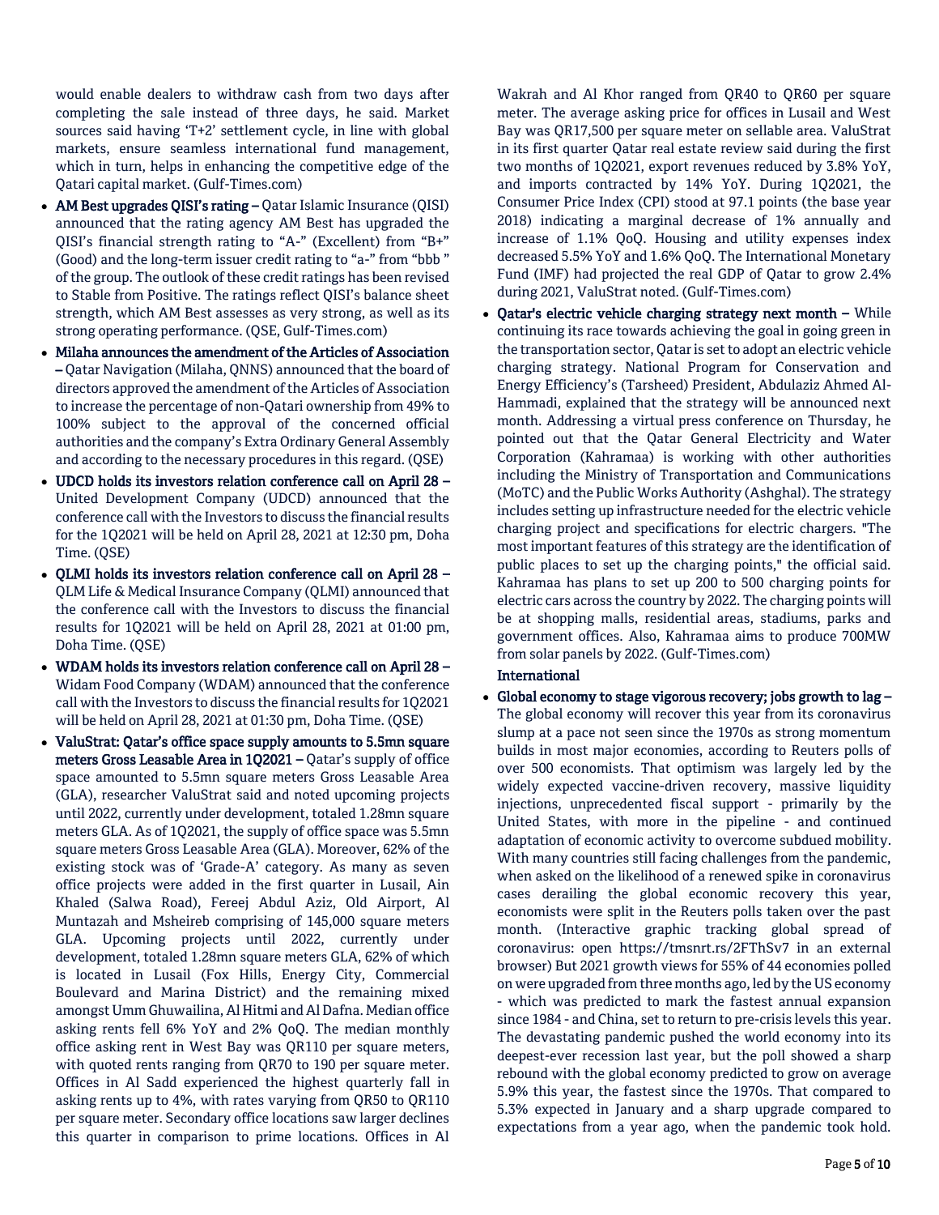would enable dealers to withdraw cash from two days after completing the sale instead of three days, he said. Market sources said having 'T+2' settlement cycle, in line with global markets, ensure seamless international fund management, which in turn, helps in enhancing the competitive edge of the Qatari capital market. (Gulf-Times.com)

- **AM Best upgrades QISI's rating –** Qatar Islamic Insurance (QISI) announced that the rating agency AM Best has upgraded the QISI's financial strength rating to "A-" (Excellent) from "B+" (Good) and the long-term issuer credit rating to "a-" from "bbb " of the group. The outlook of these credit ratings has been revised to Stable from Positive. The ratings reflect QISI's balance sheet strength, which AM Best assesses as very strong, as well as its strong operating performance. (QSE, Gulf-Times.com)
- **Milaha announces the amendment of the Articles of Association –** Qatar Navigation (Milaha, QNNS) announced that the board of directors approved the amendment of the Articles of Association to increase the percentage of non-Qatari ownership from 49% to 100% subject to the approval of the concerned official authorities and the company's Extra Ordinary General Assembly and according to the necessary procedures in this regard. (QSE)
- **UDCD holds its investors relation conference call on April 28 –** United Development Company (UDCD) announced that the conference call with the Investors to discuss the financial results for the 1Q2021 will be held on April 28, 2021 at 12:30 pm, Doha Time. (QSE)
- **QLMI holds its investors relation conference call on April 28 –** QLM Life & Medical Insurance Company (QLMI) announced that the conference call with the Investors to discuss the financial results for 1Q2021 will be held on April 28, 2021 at 01:00 pm, Doha Time. (QSE)
- **WDAM holds its investors relation conference call on April 28 –** Widam Food Company (WDAM) announced that the conference call with the Investors to discuss the financial results for 1Q2021 will be held on April 28, 2021 at 01:30 pm, Doha Time. (QSE)
- **ValuStrat: Qatar's office space supply amounts to 5.5mn square meters Gross Leasable Area in 1Q2021 –** Qatar's supply of office space amounted to 5.5mn square meters Gross Leasable Area (GLA), researcher ValuStrat said and noted upcoming projects until 2022, currently under development, totaled 1.28mn square meters GLA. As of 1Q2021, the supply of office space was 5.5mn square meters Gross Leasable Area (GLA). Moreover, 62% of the existing stock was of 'Grade-A' category. As many as seven office projects were added in the first quarter in Lusail, Ain Khaled (Salwa Road), Fereej Abdul Aziz, Old Airport, Al Muntazah and Msheireb comprising of 145,000 square meters GLA. Upcoming projects until 2022, currently under development, totaled 1.28mn square meters GLA, 62% of which is located in Lusail (Fox Hills, Energy City, Commercial Boulevard and Marina District) and the remaining mixed amongst Umm Ghuwailina, Al Hitmi and Al Dafna. Median office asking rents fell 6% YoY and 2% QoQ. The median monthly office asking rent in West Bay was QR110 per square meters, with quoted rents ranging from QR70 to 190 per square meter. Offices in Al Sadd experienced the highest quarterly fall in asking rents up to 4%, with rates varying from QR50 to QR110 per square meter. Secondary office locations saw larger declines this quarter in comparison to prime locations. Offices in Al Wakrah and Al Khor ranged from QR40 to QR60 per square meter. The average asking price for offices in Lusail and West Bay was QR17,500 per square meter on sellable area. ValuStrat in its first quarter Qatar real estate review said during the first two months of 1Q2021, export revenues reduced by 3.8% YoY, and imports contracted by 14% YoY. During 1Q2021, the Consumer Price Index (CPI) stood at 97.1 points (the base year 2018) indicating a marginal decrease of 1% annually and increase of 1.1% QoQ. Housing and utility expenses index decreased 5.5% YoY and 1.6% QoQ. The International Monetary Fund (IMF) had projected the real GDP of Qatar to grow 2.4% during 2021, ValuStrat noted. (Gulf-Times.com)
- **Qatar's electric vehicle charging strategy next month –** While continuing its race towards achieving the goal in going green in the transportation sector, Qatar is set to adopt an electric vehicle charging strategy. National Program for Conservation and Energy Efficiency's (Tarsheed) President, Abdulaziz Ahmed Al-Hammadi, explained that the strategy will be announced next month. Addressing a virtual press conference on Thursday, he pointed out that the Qatar General Electricity and Water Corporation (Kahramaa) is working with other authorities including the Ministry of Transportation and Communications (MoTC) and the Public Works Authority (Ashghal). The strategy includes setting up infrastructure needed for the electric vehicle charging project and specifications for electric chargers. "The most important features of this strategy are the identification of public places to set up the charging points," the official said. Kahramaa has plans to set up 200 to 500 charging points for electric cars across the country by 2022. The charging points will be at shopping malls, residential areas, stadiums, parks and government offices. Also, Kahramaa aims to produce 700MW from solar panels by 2022. (Gulf-Times.com)

## International

- **Global economy to stage vigorous recovery; jobs growth to lag –** The global economy will recover this year from its coronavirus slump at a pace not seen since the 1970s as strong momentum builds in most major economies, according to Reuters polls of over 500 economists. That optimism was largely led by the widely expected vaccine-driven recovery, massive liquidity injections, unprecedented fiscal support - primarily by the United States, with more in the pipeline - and continued adaptation of economic activity to overcome subdued mobility. With many countries still facing challenges from the pandemic, when asked on the likelihood of a renewed spike in coronavirus cases derailing the global economic recovery this year, economists were split in the Reuters polls taken over the past month. (Interactive graphic tracking global spread of coronavirus: open https://tmsnrt.rs/2FThSv7 in an external browser) But 2021 growth views for 55% of 44 economies polled on were upgraded from three months ago, led by the US economy - which was predicted to mark the fastest annual expansion since 1984 - and China, set to return to pre-crisis levels this year. The devastating pandemic pushed the world economy into its deepest-ever recession last year, but the poll showed a sharp rebound with the global economy predicted to grow on average 5.9% this year, the fastest since the 1970s. That compared to 5.3% expected in January and a sharp upgrade compared to expectations from a year ago, when the pandemic took hold.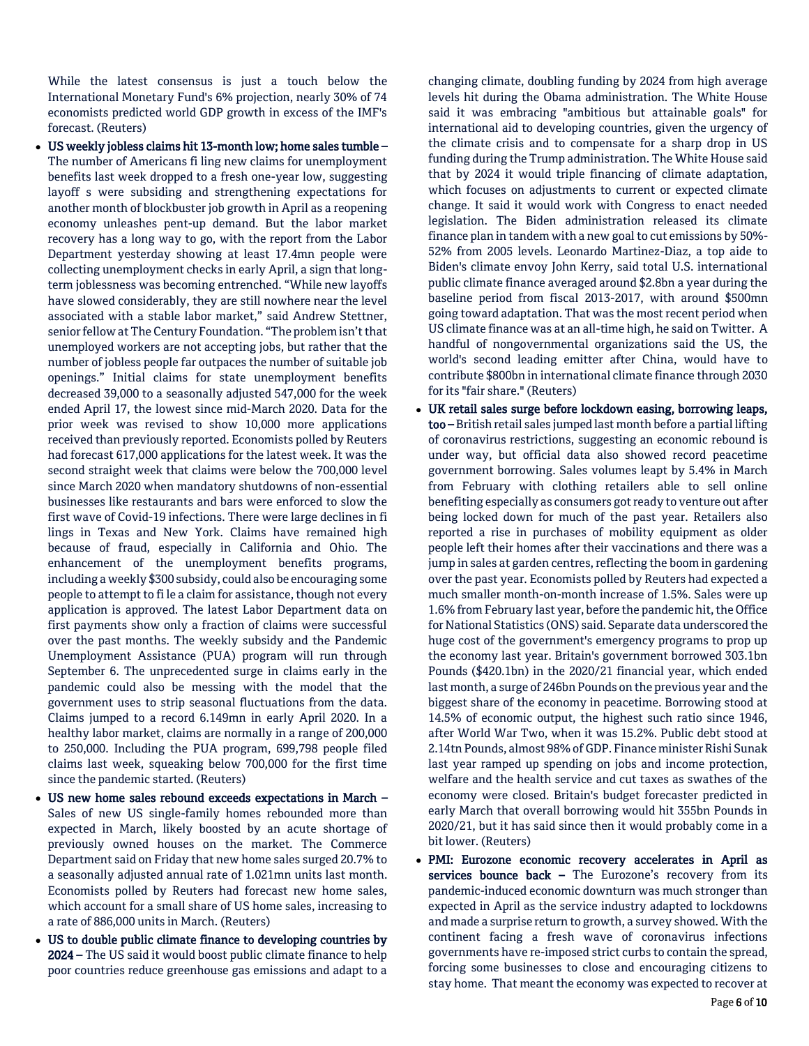While the latest consensus is just a touch below the International Monetary Fund's 6% projection, nearly 30% of 74 economists predicted world GDP growth in excess of the IMF's forecast. (Reuters)

- **US weekly jobless claims hit 13-month low; home sales tumble –** The number of Americans fi ling new claims for unemployment benefits last week dropped to a fresh one-year low, suggesting layoff s were subsiding and strengthening expectations for another month of blockbuster job growth in April as a reopening economy unleashes pent-up demand. But the labor market recovery has a long way to go, with the report from the Labor Department yesterday showing at least 17.4mn people were collecting unemployment checks in early April, a sign that long-term joblessness was becoming entrenched. "While new layoffs have slowed considerably, they are still nowhere near the level associated with a stable labor market," said Andrew Stettner, senior fellow at The Century Foundation. "The problem isn't that unemployed workers are not accepting jobs, but rather that the number of jobless people far outpaces the number of suitable job openings." Initial claims for state unemployment benefits decreased 39,000 to a seasonally adjusted 547,000 for the week ended April 17, the lowest since mid-March 2020. Data for the prior week was revised to show 10,000 more applications received than previously reported. Economists polled by Reuters had forecast 617,000 applications for the latest week. It was the second straight week that claims were below the 700,000 level since March 2020 when mandatory shutdowns of non-essential businesses like restaurants and bars were enforced to slow the first wave of Covid-19 infections. There were large declines in fi lings in Texas and New York. Claims have remained high because of fraud, especially in California and Ohio. The enhancement of the unemployment benefits programs, including a weekly $300 subsidy, could also be encouraging some people to attempt to fi le a claim for assistance, though not every application is approved. The latest Labor Department data on first payments show only a fraction of claims were successful over the past months. The weekly subsidy and the Pandemic Unemployment Assistance (PUA) program will run through September 6. The unprecedented surge in claims early in the pandemic could also be messing with the model that the government uses to strip seasonal fluctuations from the data. Claims jumped to a record 6.149mn in early April 2020. In a healthy labor market, claims are normally in a range of 200,000 to 250,000. Including the PUA program, 699,798 people filed claims last week, squeaking below 700,000 for the first time since the pandemic started. (Reuters)
- **US new home sales rebound exceeds expectations in March –** Sales of new US single-family homes rebounded more than expected in March, likely boosted by an acute shortage of previously owned houses on the market. The Commerce Department said on Friday that new home sales surged 20.7% to a seasonally adjusted annual rate of 1.021mn units last month. Economists polled by Reuters had forecast new home sales, which account for a small share of US home sales, increasing to a rate of 886,000 units in March. (Reuters)
- **US to double public climate finance to developing countries by 2024 –** The US said it would boost public climate finance to help poor countries reduce greenhouse gas emissions and adapt to a changing climate, doubling funding by 2024 from high average levels hit during the Obama administration. The White House said it was embracing "ambitious but attainable goals" for international aid to developing countries, given the urgency of the climate crisis and to compensate for a sharp drop in US funding during the Trump administration. The White House said that by 2024 it would triple financing of climate adaptation, which focuses on adjustments to current or expected climate change. It said it would work with Congress to enact needed legislation. The Biden administration released its climate finance plan in tandem with a new goal to cut emissions by 50%-52% from 2005 levels. Leonardo Martinez-Diaz, a top aide to Biden's climate envoy John Kerry, said total U.S. international public climate finance averaged around $2.8bn a year during the baseline period from fiscal 2013-2017, with around $500mn going toward adaptation. That was the most recent period when US climate finance was at an all-time high, he said on Twitter. A handful of nongovernmental organizations said the US, the world's second leading emitter after China, would have to contribute $800bn in international climate finance through 2030 for its "fair share." (Reuters)
- **UK retail sales surge before lockdown easing, borrowing leaps, too –** British retail sales jumped last month before a partial lifting of coronavirus restrictions, suggesting an economic rebound is under way, but official data also showed record peacetime government borrowing. Sales volumes leapt by 5.4% in March from February with clothing retailers able to sell online benefiting especially as consumers got ready to venture out after being locked down for much of the past year. Retailers also reported a rise in purchases of mobility equipment as older people left their homes after their vaccinations and there was a jump in sales at garden centres, reflecting the boom in gardening over the past year. Economists polled by Reuters had expected a much smaller month-on-month increase of 1.5%. Sales were up 1.6% from February last year, before the pandemic hit, the Office for National Statistics (ONS) said. Separate data underscored the huge cost of the government's emergency programs to prop up the economy last year. Britain's government borrowed 303.1bn Pounds ($420.1bn) in the 2020/21 financial year, which ended last month, a surge of 246bn Pounds on the previous year and the biggest share of the economy in peacetime. Borrowing stood at 14.5% of economic output, the highest such ratio since 1946, after World War Two, when it was 15.2%. Public debt stood at 2.14tn Pounds, almost 98% of GDP. Finance minister Rishi Sunak last year ramped up spending on jobs and income protection, welfare and the health service and cut taxes as swathes of the economy were closed. Britain's budget forecaster predicted in early March that overall borrowing would hit 355bn Pounds in 2020/21, but it has said since then it would probably come in a bit lower. (Reuters)
- **PMI: Eurozone economic recovery accelerates in April as services bounce back –** The Eurozone's recovery from its pandemic-induced economic downturn was much stronger than expected in April as the service industry adapted to lockdowns and made a surprise return to growth, a survey showed. With the continent facing a fresh wave of coronavirus infections governments have re-imposed strict curbs to contain the spread, forcing some businesses to close and encouraging citizens to stay home. That meant the economy was expected to recover at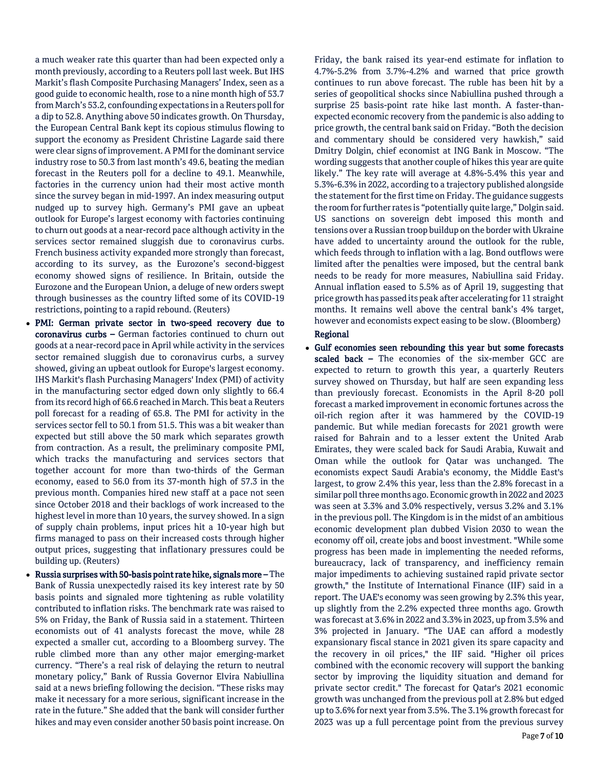a much weaker rate this quarter than had been expected only a month previously, according to a Reuters poll last week. But IHS Markit's flash Composite Purchasing Managers' Index, seen as a good guide to economic health, rose to a nine month high of 53.7 from March's 53.2, confounding expectations in a Reuters poll for a dip to 52.8. Anything above 50 indicates growth. On Thursday, the European Central Bank kept its copious stimulus flowing to support the economy as President Christine Lagarde said there were clear signs of improvement. A PMI for the dominant service industry rose to 50.3 from last month's 49.6, beating the median forecast in the Reuters poll for a decline to 49.1. Meanwhile, factories in the currency union had their most active month since the survey began in mid-1997. An index measuring output nudged up to survey high. Germany's PMI gave an upbeat outlook for Europe's largest economy with factories continuing to churn out goods at a near-record pace although activity in the services sector remained sluggish due to coronavirus curbs. French business activity expanded more strongly than forecast, according to its survey, as the Eurozone's second-biggest economy showed signs of resilience. In Britain, outside the Eurozone and the European Union, a deluge of new orders swept through businesses as the country lifted some of its COVID-19 restrictions, pointing to a rapid rebound. (Reuters)

- **PMI: German private sector in two-speed recovery due to coronavirus curbs –** German factories continued to churn out goods at a near-record pace in April while activity in the services sector remained sluggish due to coronavirus curbs, a survey showed, giving an upbeat outlook for Europe's largest economy. IHS Markit's flash Purchasing Managers' Index (PMI) of activity in the manufacturing sector edged down only slightly to 66.4 from its record high of 66.6 reached in March. This beat a Reuters poll forecast for a reading of 65.8. The PMI for activity in the services sector fell to 50.1 from 51.5. This was a bit weaker than expected but still above the 50 mark which separates growth from contraction. As a result, the preliminary composite PMI, which tracks the manufacturing and services sectors that together account for more than two-thirds of the German economy, eased to 56.0 from its 37-month high of 57.3 in the previous month. Companies hired new staff at a pace not seen since October 2018 and their backlogs of work increased to the highest level in more than 10 years, the survey showed. In a sign of supply chain problems, input prices hit a 10-year high but firms managed to pass on their increased costs through higher output prices, suggesting that inflationary pressures could be building up. (Reuters)
- **Russia surprises with 50-basis point rate hike, signals more –** The Bank of Russia unexpectedly raised its key interest rate by 50 basis points and signaled more tightening as ruble volatility contributed to inflation risks. The benchmark rate was raised to 5% on Friday, the Bank of Russia said in a statement. Thirteen economists out of 41 analysts forecast the move, while 28 expected a smaller cut, according to a Bloomberg survey. The ruble climbed more than any other major emerging-market currency. "There's a real risk of delaying the return to neutral monetary policy," Bank of Russia Governor Elvira Nabiullina said at a news briefing following the decision. "These risks may make it necessary for a more serious, significant increase in the rate in the future." She added that the bank will consider further hikes and may even consider another 50 basis point increase. On Friday, the bank raised its year-end estimate for inflation to 4.7%-5.2% from 3.7%-4.2% and warned that price growth continues to run above forecast. The ruble has been hit by a series of geopolitical shocks since Nabiullina pushed through a surprise 25 basis-point rate hike last month. A faster-than-expected economic recovery from the pandemic is also adding to price growth, the central bank said on Friday. "Both the decision and commentary should be considered very hawkish," said Dmitry Dolgin, chief economist at ING Bank in Moscow. "The wording suggests that another couple of hikes this year are quite likely." The key rate will average at 4.8%-5.4% this year and 5.3%-6.3% in 2022, according to a trajectory published alongside the statement for the first time on Friday. The guidance suggests the room for further rates is "potentially quite large," Dolgin said. US sanctions on sovereign debt imposed this month and tensions over a Russian troop buildup on the border with Ukraine have added to uncertainty around the outlook for the ruble, which feeds through to inflation with a lag. Bond outflows were limited after the penalties were imposed, but the central bank needs to be ready for more measures, Nabiullina said Friday. Annual inflation eased to 5.5% as of April 19, suggesting that price growth has passed its peak after accelerating for 11 straight months. It remains well above the central bank's 4% target, however and economists expect easing to be slow. (Bloomberg)

**Regional**

- **Gulf economies seen rebounding this year but some forecasts scaled back –** The economies of the six-member GCC are expected to return to growth this year, a quarterly Reuters survey showed on Thursday, but half are seen expanding less than previously forecast. Economists in the April 8-20 poll forecast a marked improvement in economic fortunes across the oil-rich region after it was hammered by the COVID-19 pandemic. But while median forecasts for 2021 growth were raised for Bahrain and to a lesser extent the United Arab Emirates, they were scaled back for Saudi Arabia, Kuwait and Oman while the outlook for Qatar was unchanged. The economists expect Saudi Arabia's economy, the Middle East's largest, to grow 2.4% this year, less than the 2.8% forecast in a similar poll three months ago. Economic growth in 2022 and 2023 was seen at 3.3% and 3.0% respectively, versus 3.2% and 3.1% in the previous poll. The Kingdom is in the midst of an ambitious economic development plan dubbed Vision 2030 to wean the economy off oil, create jobs and boost investment. "While some progress has been made in implementing the needed reforms, bureaucracy, lack of transparency, and inefficiency remain major impediments to achieving sustained rapid private sector growth," the Institute of International Finance (IIF) said in a report. The UAE's economy was seen growing by 2.3% this year, up slightly from the 2.2% expected three months ago. Growth was forecast at 3.6% in 2022 and 3.3% in 2023, up from 3.5% and 3% projected in January. "The UAE can afford a modestly expansionary fiscal stance in 2021 given its spare capacity and the recovery in oil prices," the IIF said. "Higher oil prices combined with the economic recovery will support the banking sector by improving the liquidity situation and demand for private sector credit." The forecast for Qatar's 2021 economic growth was unchanged from the previous poll at 2.8% but edged up to 3.6% for next year from 3.5%. The 3.1% growth forecast for 2023 was up a full percentage point from the previous survey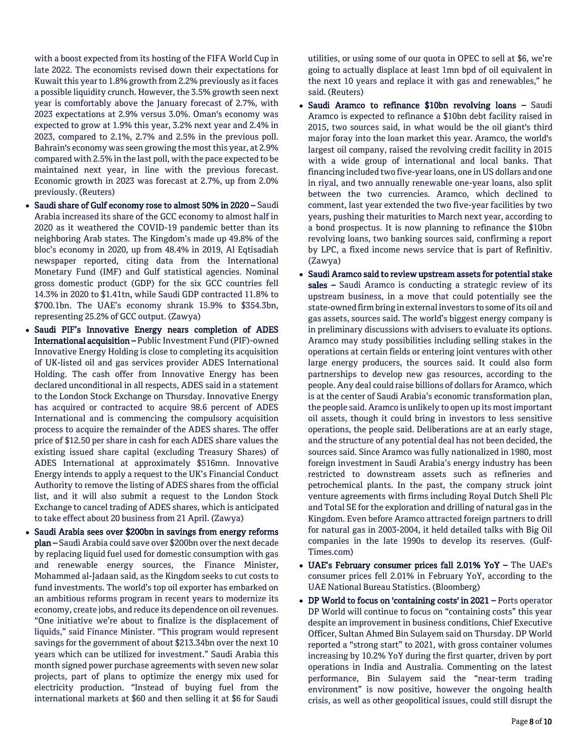with a boost expected from its hosting of the FIFA World Cup in late 2022. The economists revised down their expectations for Kuwait this year to 1.8% growth from 2.2% previously as it faces a possible liquidity crunch. However, the 3.5% growth seen next year is comfortably above the January forecast of 2.7%, with 2023 expectations at 2.9% versus 3.0%. Oman's economy was expected to grow at 1.9% this year, 3.2% next year and 2.4% in 2023, compared to 2.1%, 2.7% and 2.5% in the previous poll. Bahrain's economy was seen growing the most this year, at 2.9% compared with 2.5% in the last poll, with the pace expected to be maintained next year, in line with the previous forecast. Economic growth in 2023 was forecast at 2.7%, up from 2.0% previously. (Reuters)

- **Saudi share of Gulf economy rose to almost 50% in 2020 –** Saudi Arabia increased its share of the GCC economy to almost half in 2020 as it weathered the COVID-19 pandemic better than its neighboring Arab states. The Kingdom's made up 49.8% of the bloc's economy in 2020, up from 48.4% in 2019, Al Eqtisadiah newspaper reported, citing data from the International Monetary Fund (IMF) and Gulf statistical agencies. Nominal gross domestic product (GDP) for the six GCC countries fell 14.3% in 2020 to $1.41tn, while Saudi GDP contracted 11.8% to $700.1bn. The UAE's economy shrank 15.9% to $354.3bn, representing 25.2% of GCC output. (Zawya)
- **Saudi PIF's Innovative Energy nears completion of ADES International acquisition –** Public Investment Fund (PIF)-owned Innovative Energy Holding is close to completing its acquisition of UK-listed oil and gas services provider ADES International Holding. The cash offer from Innovative Energy has been declared unconditional in all respects, ADES said in a statement to the London Stock Exchange on Thursday. Innovative Energy has acquired or contracted to acquire 98.6 percent of ADES International and is commencing the compulsory acquisition process to acquire the remainder of the ADES shares. The offer price of $12.50 per share in cash for each ADES share values the existing issued share capital (excluding Treasury Shares) of ADES International at approximately $516mn. Innovative Energy intends to apply a request to the UK's Financial Conduct Authority to remove the listing of ADES shares from the official list, and it will also submit a request to the London Stock Exchange to cancel trading of ADES shares, which is anticipated to take effect about 20 business from 21 April. (Zawya)
- **Saudi Arabia sees over $200bn in savings from energy reforms plan –** Saudi Arabia could save over $200bn over the next decade by replacing liquid fuel used for domestic consumption with gas and renewable energy sources, the Finance Minister, Mohammed al-Jadaan said, as the Kingdom seeks to cut costs to fund investments. The world's top oil exporter has embarked on an ambitious reforms program in recent years to modernize its economy, create jobs, and reduce its dependence on oil revenues. "One initiative we're about to finalize is the displacement of liquids," said Finance Minister. "This program would represent savings for the government of about $213.34bn over the next 10 years which can be utilized for investment." Saudi Arabia this month signed power purchase agreements with seven new solar projects, part of plans to optimize the energy mix used for electricity production. "Instead of buying fuel from the international markets at $60 and then selling it at $6 for Saudi utilities, or using some of our quota in OPEC to sell at $6, we're going to actually displace at least 1mn bpd of oil equivalent in the next 10 years and replace it with gas and renewables," he said. (Reuters)
- **Saudi Aramco to refinance $10bn revolving loans –** Saudi Aramco is expected to refinance a $10bn debt facility raised in 2015, two sources said, in what would be the oil giant's third major foray into the loan market this year. Aramco, the world's largest oil company, raised the revolving credit facility in 2015 with a wide group of international and local banks. That financing included two five-year loans, one in US dollars and one in riyal, and two annually renewable one-year loans, also split between the two currencies. Aramco, which declined to comment, last year extended the two five-year facilities by two years, pushing their maturities to March next year, according to a bond prospectus. It is now planning to refinance the $10bn revolving loans, two banking sources said, confirming a report by LPC, a fixed income news service that is part of Refinitiv. (Zawya)
- **Saudi Aramco said to review upstream assets for potential stake sales –** Saudi Aramco is conducting a strategic review of its upstream business, in a move that could potentially see the state-owned firm bring in external investors to some of its oil and gas assets, sources said. The world's biggest energy company is in preliminary discussions with advisers to evaluate its options. Aramco may study possibilities including selling stakes in the operations at certain fields or entering joint ventures with other large energy producers, the sources said. It could also form partnerships to develop new gas resources, according to the people. Any deal could raise billions of dollars for Aramco, which is at the center of Saudi Arabia's economic transformation plan, the people said. Aramco is unlikely to open up its most important oil assets, though it could bring in investors to less sensitive operations, the people said. Deliberations are at an early stage, and the structure of any potential deal has not been decided, the sources said. Since Aramco was fully nationalized in 1980, most foreign investment in Saudi Arabia's energy industry has been restricted to downstream assets such as refineries and petrochemical plants. In the past, the company struck joint venture agreements with firms including Royal Dutch Shell Plc and Total SE for the exploration and drilling of natural gas in the Kingdom. Even before Aramco attracted foreign partners to drill for natural gas in 2003-2004, it held detailed talks with Big Oil companies in the late 1990s to develop its reserves. (Gulf-Times.com)
- **UAE's February consumer prices fall 2.01% YoY –** The UAE's consumer prices fell 2.01% in February YoY, according to the UAE National Bureau Statistics. (Bloomberg)
- **DP World to focus on 'containing costs' in 2021 –** Ports operator DP World will continue to focus on "containing costs" this year despite an improvement in business conditions, Chief Executive Officer, Sultan Ahmed Bin Sulayem said on Thursday. DP World reported a "strong start" to 2021, with gross container volumes increasing by 10.2% YoY during the first quarter, driven by port operations in India and Australia. Commenting on the latest performance, Bin Sulayem said the "near-term trading environment" is now positive, however the ongoing health crisis, as well as other geopolitical issues, could still disrupt the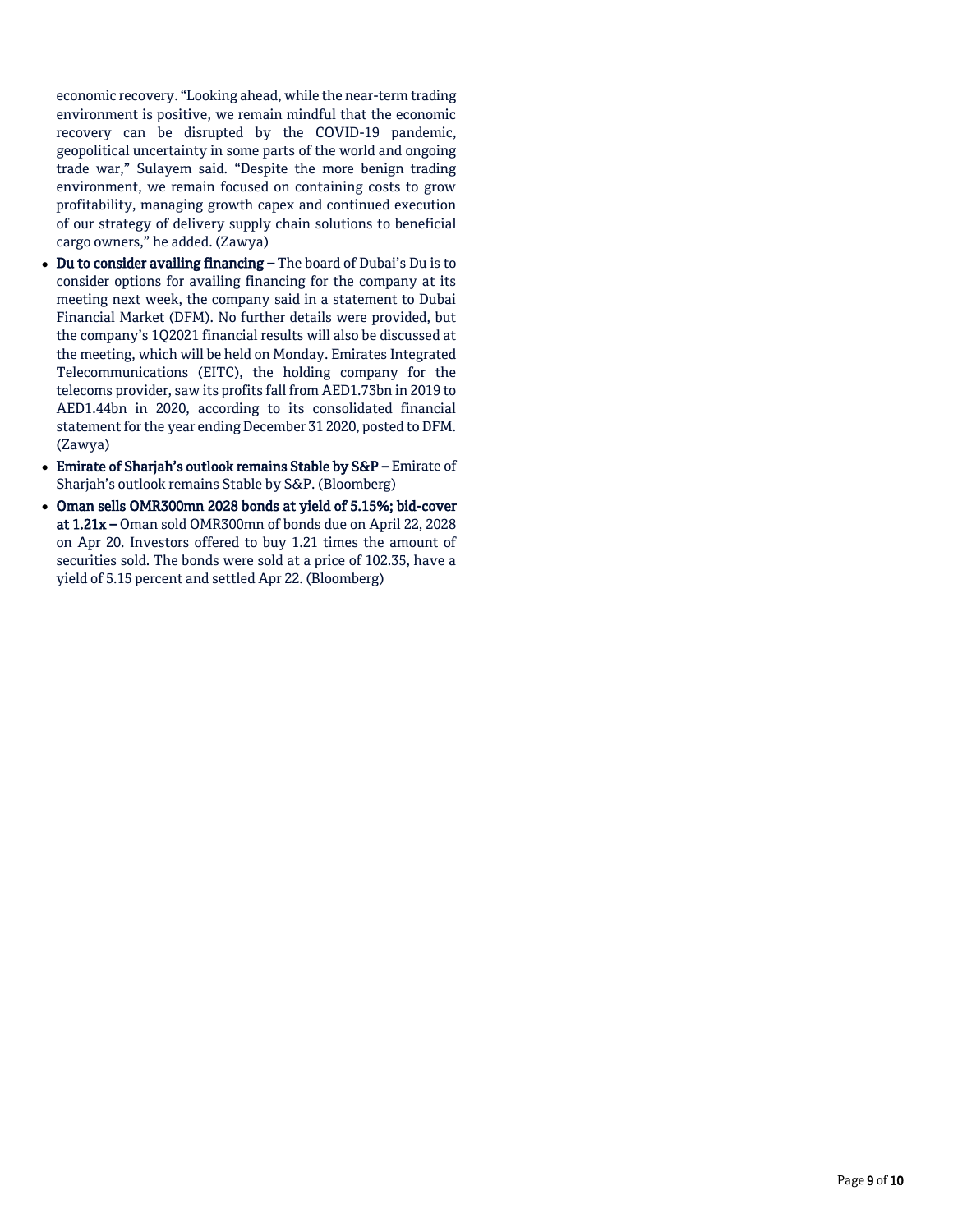economic recovery. "Looking ahead, while the near-term trading environment is positive, we remain mindful that the economic recovery can be disrupted by the COVID-19 pandemic, geopolitical uncertainty in some parts of the world and ongoing trade war," Sulayem said. "Despite the more benign trading environment, we remain focused on containing costs to grow profitability, managing growth capex and continued execution of our strategy of delivery supply chain solutions to beneficial cargo owners," he added. (Zawya)

- **Du to consider availing financing –** The board of Dubai's Du is to consider options for availing financing for the company at its meeting next week, the company said in a statement to Dubai Financial Market (DFM). No further details were provided, but the company's 1Q2021 financial results will also be discussed at the meeting, which will be held on Monday. Emirates Integrated Telecommunications (EITC), the holding company for the telecoms provider, saw its profits fall from AED1.73bn in 2019 to AED1.44bn in 2020, according to its consolidated financial statement for the year ending December 31 2020, posted to DFM. (Zawya)
- **Emirate of Sharjah's outlook remains Stable by S&P –** Emirate of Sharjah's outlook remains Stable by S&P. (Bloomberg)
- **Oman sells OMR300mn 2028 bonds at yield of 5.15%; bid-cover at 1.21x –** Oman sold OMR300mn of bonds due on April 22, 2028 on Apr 20. Investors offered to buy 1.21 times the amount of securities sold. The bonds were sold at a price of 102.35, have a yield of 5.15 percent and settled Apr 22. (Bloomberg)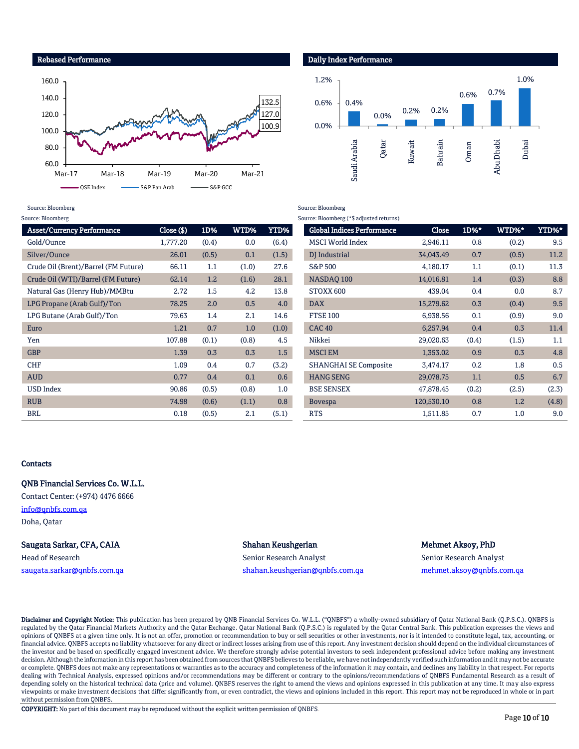### Rebased Performance

160.0
140.0
120.0
100.0
80.0
60.0

132.5
127.0
100.9

Mar-17 Mar-18 Mar-19 Mar-20 Mar-21

QSE Index S&P Pan Arab S&P GCC

Source: Bloomberg

### Daily Index Performance

1.2%
0.6%
0.0%

0.4% 0.0% 0.2% 0.2% 0.6% 0.7% 1.0%

Saudi Arabia Qatar Kuwait Bahrain Oman Abu Dhabi Dubai

Source: Bloomberg

Source: Bloomberg

| Asset/Currency Performance | Close ($) | 1D% | WTD% | YTD% |
|---|---|---|---|---|
| Gold/Ounce | 1,777.20 | (0.4) | 0.0 | (6.4) |
| Silver/Ounce | 26.01 | (0.5) | 0.1 | (1.5) |
| Crude Oil (Brent)/Barrel (FM Future) | 66.11 | 1.1 | (1.0) | 27.6 |
| Crude Oil (WTI)/Barrel (FM Future) | 62.14 | 1.2 | (1.6) | 28.1 |
| Natural Gas (Henry Hub)/MMBtu | 2.72 | 1.5 | 4.2 | 13.8 |
| LPG Propane (Arab Gulf)/Ton | 78.25 | 2.0 | 0.5 | 4.0 |
| LPG Butane (Arab Gulf)/Ton | 79.63 | 1.4 | 2.1 | 14.6 |
| Euro | 1.21 | 0.7 | 1.0 | (1.0) |
| Yen | 107.88 | (0.1) | (0.8) | 4.5 |
| GBP | 1.39 | 0.3 | 0.3 | 1.5 |
| CHF | 1.09 | 0.4 | 0.7 | (3.2) |
| AUD | 0.77 | 0.4 | 0.1 | 0.6 |
| USD Index | 90.86 | (0.5) | (0.8) | 1.0 |
| RUB | 74.98 | (0.6) | (1.1) | 0.8 |
| BRL | 0.18 | (0.5) | 2.1 | (5.1) |

Source: Bloomberg (*$ adjusted returns)

| Global Indices Performance | Close | 1D%* | WTD%* | YTD%* |
|---|---|---|---|---|
| MSCI World Index | 2,946.11 | 0.8 | (0.2) | 9.5 |
| DJ Industrial | 34,043.49 | 0.7 | (0.5) | 11.2 |
| S&P 500 | 4,180.17 | 1.1 | (0.1) | 11.3 |
| NASDAQ 100 | 14,016.81 | 1.4 | (0.3) | 8.8 |
| STOXX 600 | 439.04 | 0.4 | 0.0 | 8.7 |
| DAX | 15,279.62 | 0.3 | (0.4) | 9.5 |
| FTSE 100 | 6,938.56 | 0.1 | (0.9) | 9.0 |
| CAC 40 | 6,257.94 | 0.4 | 0.3 | 11.4 |
| Nikkei | 29,020.63 | (0.4) | (1.5) | 1.1 |
| MSCI EM | 1,353.02 | 0.9 | 0.3 | 4.8 |
| SHANGHAI SE Composite | 3,474.17 | 0.2 | 1.8 | 0.5 |
| HANG SENG | 29,078.75 | 1.1 | 0.5 | 6.7 |
| BSE SENSEX | 47,878.45 | (0.2) | (2.5) | (2.3) |
| Bovespa | 120,530.10 | 0.8 | 1.2 | (4.8) |
| RTS | 1,511.85 | 0.7 | 1.0 | 9.0 |

**Contacts**

**QNB Financial Services Co. W.L.L.**
Contact Center: (+974) 4476 6666
info@qnbfs.com.qa
Doha, Qatar

**Saugata Sarkar, CFA, CAIA**
Head of Research
saugata.sarkar@qnbfs.com.qa

**Shahan Keushgerian**
Senior Research Analyst
shahan.keushgerian@qnbfs.com.qa

**Mehmet Aksoy, PhD**
Senior Research Analyst
mehmet.aksoy@qnbfs.com.qa

**Disclaimer and Copyright Notice:** This publication has been prepared by QNB Financial Services Co. W.L.L. ("QNBFS") a wholly-owned subsidiary of Qatar National Bank (Q.P.S.C.). QNBFS is regulated by the Qatar Financial Markets Authority and the Qatar Exchange. Qatar National Bank (Q.P.S.C.) is regulated by the Qatar Central Bank. This publication expresses the views and opinions of QNBFS at a given time only. It is not an offer, promotion or recommendation to buy or sell securities or other investments, nor is it intended to constitute legal, tax, accounting, or financial advice. QNBFS accepts no liability whatsoever for any direct or indirect losses arising from use of this report. Any investment decision should depend on the individual circumstances of the investor and be based on specifically engaged investment advice. We therefore strongly advise potential investors to seek independent professional advice before making any investment decision. Although the information in this report has been obtained from sources that QNBFS believes to be reliable, we have not independently verified such information and it may not be accurate or complete. QNBFS does not make any representations or warranties as to the accuracy and completeness of the information it may contain, and declines any liability in that respect. For reports dealing with Technical Analysis, expressed opinions and/or recommendations may be different or contrary to the opinions/recommendations of QNBFS Fundamental Research as a result of depending solely on the historical technical data (price and volume). QNBFS reserves the right to amend the views and opinions expressed in this publication at any time. It may also express viewpoints or make investment decisions that differ significantly from, or even contradict, the views and opinions included in this report. This report may not be reproduced in whole or in part without permission from QNBFS.

**COPYRIGHT:** No part of this document may be reproduced without the explicit written permission of QNBFS